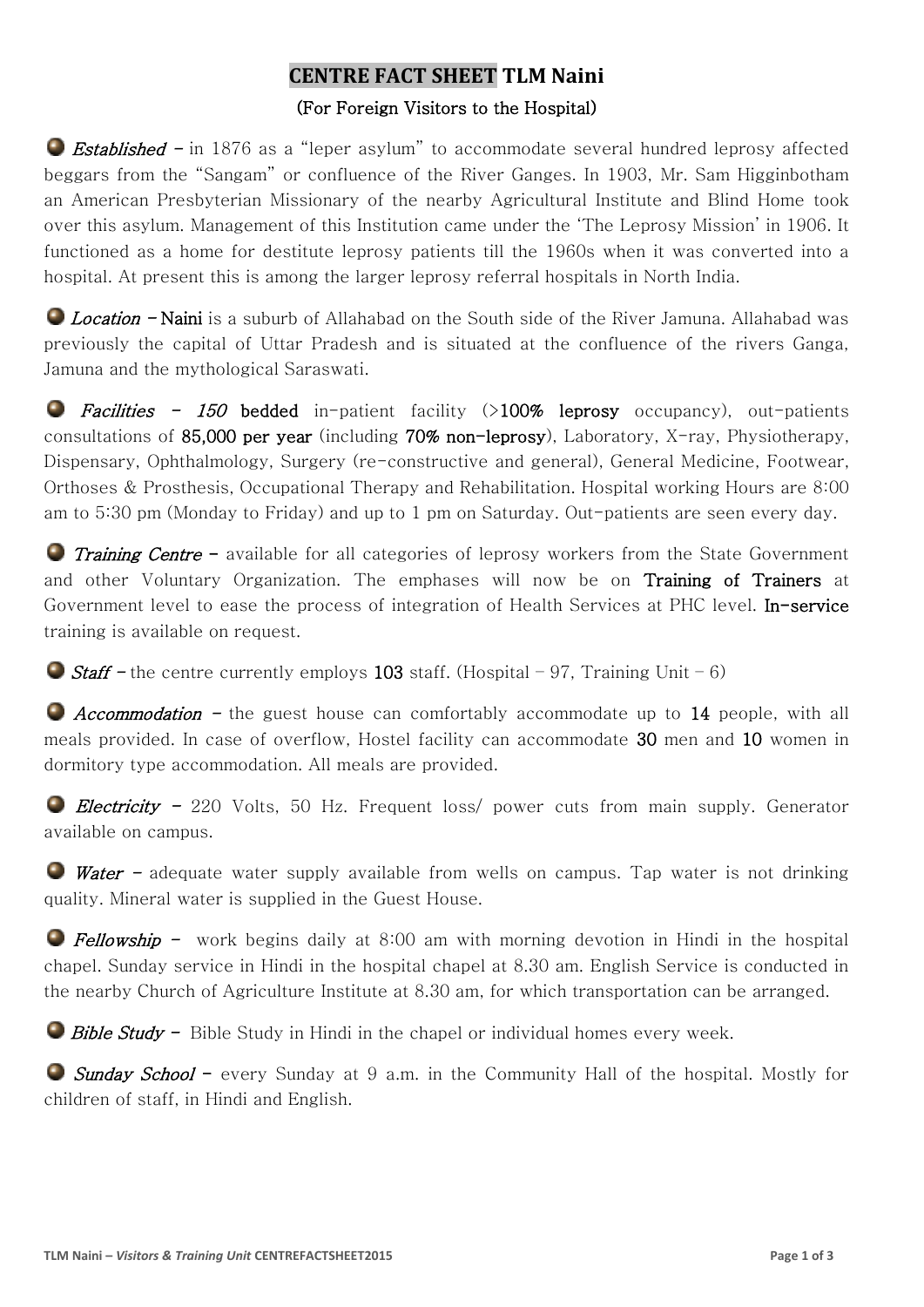# CENTRE FACT SHEET TLM Naini

(For Foreign Visitors to the Hospital)

***Established*** – in 1876 as a "leper asylum" to accommodate several hundred leprosy affected beggars from the "Sangam" or confluence of the River Ganges. In 1903, Mr. Sam Higginbotham an American Presbyterian Missionary of the nearby Agricultural Institute and Blind Home took over this asylum. Management of this Institution came under the 'The Leprosy Mission' in 1906. It functioned as a home for destitute leprosy patients till the 1960s when it was converted into a hospital. At present this is among the larger leprosy referral hospitals in North India.

***Location*** – Naini is a suburb of Allahabad on the South side of the River Jamuna. Allahabad was previously the capital of Uttar Pradesh and is situated at the confluence of the rivers Ganga, Jamuna and the mythological Saraswati.

***Facilities*** – *150* **bedded** in-patient facility (>**100% leprosy** occupancy), out-patients consultations of **85,000 per year** (including **70% non-leprosy**), Laboratory, X-ray, Physiotherapy, Dispensary, Ophthalmology, Surgery (re-constructive and general), General Medicine, Footwear, Orthoses & Prosthesis, Occupational Therapy and Rehabilitation. Hospital working Hours are 8:00 am to 5:30 pm (Monday to Friday) and up to 1 pm on Saturday. Out-patients are seen every day.

***Training Centre*** – available for all categories of leprosy workers from the State Government and other Voluntary Organization. The emphases will now be on **Training of Trainers** at Government level to ease the process of integration of Health Services at PHC level. **In-service** training is available on request.

***Staff*** – the centre currently employs **103** staff. (Hospital – 97, Training Unit – 6)

***Accommodation*** – the guest house can comfortably accommodate up to **14** people, with all meals provided. In case of overflow, Hostel facility can accommodate **30** men and **10** women in dormitory type accommodation. All meals are provided.

***Electricity*** – 220 Volts, 50 Hz. Frequent loss/ power cuts from main supply. Generator available on campus.

***Water*** – adequate water supply available from wells on campus. Tap water is not drinking quality. Mineral water is supplied in the Guest House.

***Fellowship*** – work begins daily at 8:00 am with morning devotion in Hindi in the hospital chapel. Sunday service in Hindi in the hospital chapel at 8.30 am. English Service is conducted in the nearby Church of Agriculture Institute at 8.30 am, for which transportation can be arranged.

***Bible Study*** – Bible Study in Hindi in the chapel or individual homes every week.

***Sunday School*** – every Sunday at 9 a.m. in the Community Hall of the hospital. Mostly for children of staff, in Hindi and English.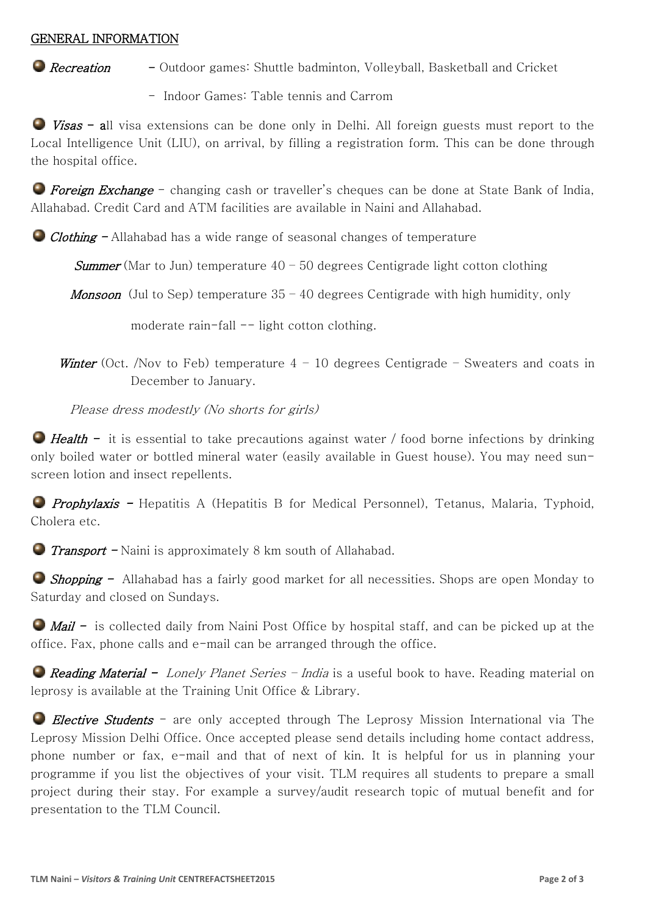## GENERAL INFORMATION

- ***Recreation*** – Outdoor games: Shuttle badminton, Volleyball, Basketball and Cricket
  - Indoor Games: Table tennis and Carrom

- ***Visas*** – all visa extensions can be done only in Delhi. All foreign guests must report to the Local Intelligence Unit (LIU), on arrival, by filling a registration form. This can be done through the hospital office.

- ***Foreign Exchange*** – changing cash or traveller's cheques can be done at State Bank of India, Allahabad. Credit Card and ATM facilities are available in Naini and Allahabad.

- ***Clothing*** – Allahabad has a wide range of seasonal changes of temperature

  ***Summer*** (Mar to Jun) temperature 40 – 50 degrees Centigrade light cotton clothing

  ***Monsoon*** (Jul to Sep) temperature 35 – 40 degrees Centigrade with high humidity, only moderate rain-fall -- light cotton clothing.

  ***Winter*** (Oct. /Nov to Feb) temperature 4 – 10 degrees Centigrade – Sweaters and coats in December to January.

  *Please dress modestly (No shorts for girls)*

- ***Health*** – it is essential to take precautions against water / food borne infections by drinking only boiled water or bottled mineral water (easily available in Guest house). You may need sun-screen lotion and insect repellents.

- ***Prophylaxis*** – Hepatitis A (Hepatitis B for Medical Personnel), Tetanus, Malaria, Typhoid, Cholera etc.

- ***Transport*** – Naini is approximately 8 km south of Allahabad.

- ***Shopping*** – Allahabad has a fairly good market for all necessities. Shops are open Monday to Saturday and closed on Sundays.

- ***Mail*** – is collected daily from Naini Post Office by hospital staff, and can be picked up at the office. Fax, phone calls and e-mail can be arranged through the office.

- ***Reading Material*** – *Lonely Planet Series – India* is a useful book to have. Reading material on leprosy is available at the Training Unit Office & Library.

- ***Elective Students*** – are only accepted through The Leprosy Mission International via The Leprosy Mission Delhi Office. Once accepted please send details including home contact address, phone number or fax, e-mail and that of next of kin. It is helpful for us in planning your programme if you list the objectives of your visit. TLM requires all students to prepare a small project during their stay. For example a survey/audit research topic of mutual benefit and for presentation to the TLM Council.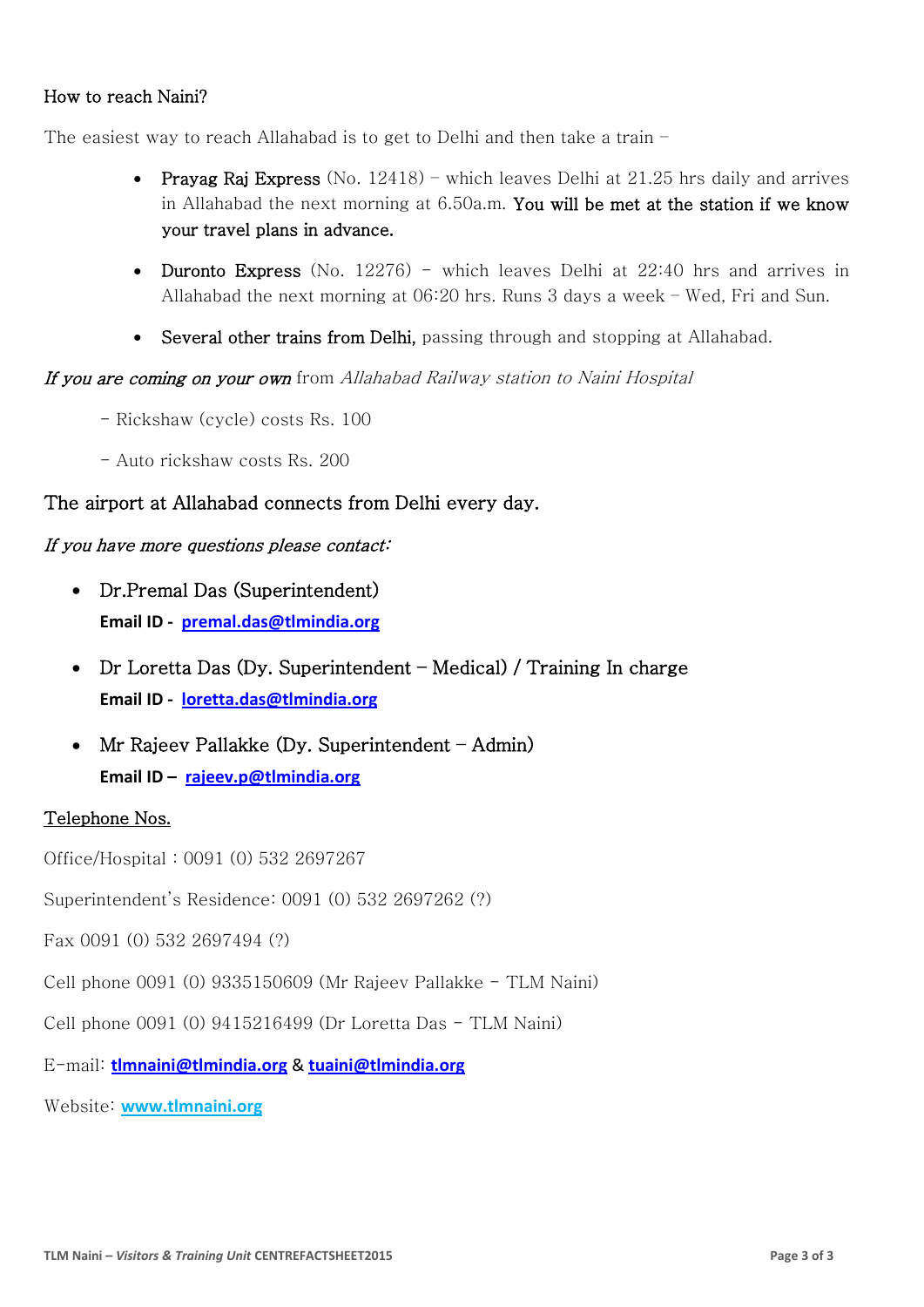How to reach Naini?

The easiest way to reach Allahabad is to get to Delhi and then take a train –

- Prayag Raj Express (No. 12418) – which leaves Delhi at 21.25 hrs daily and arrives in Allahabad the next morning at 6.50a.m. You will be met at the station if we know your travel plans in advance.
- Duronto Express (No. 12276) - which leaves Delhi at 22:40 hrs and arrives in Allahabad the next morning at 06:20 hrs. Runs 3 days a week – Wed, Fri and Sun.
- Several other trains from Delhi, passing through and stopping at Allahabad.

*If you are coming on your own* from *Allahabad Railway station to Naini Hospital*

- Rickshaw (cycle) costs Rs. 100

- Auto rickshaw costs Rs. 200

The airport at Allahabad connects from Delhi every day.

*If you have more questions please contact:*

- Dr.Premal Das (Superintendent)
  **Email ID - premal.das@tlmindia.org**
- Dr Loretta Das (Dy. Superintendent – Medical) / Training In charge
  **Email ID - loretta.das@tlmindia.org**
- Mr Rajeev Pallakke (Dy. Superintendent – Admin)
  **Email ID – rajeev.p@tlmindia.org**

Telephone Nos.

Office/Hospital : 0091 (0) 532 2697267

Superintendent's Residence: 0091 (0) 532 2697262 (?)

Fax 0091 (0) 532 2697494 (?)

Cell phone 0091 (0) 9335150609 (Mr Rajeev Pallakke - TLM Naini)

Cell phone 0091 (0) 9415216499 (Dr Loretta Das - TLM Naini)

E-mail: **tlmnaini@tlmindia.org** & **tuaini@tlmindia.org**

Website: **www.tlmnaini.org**